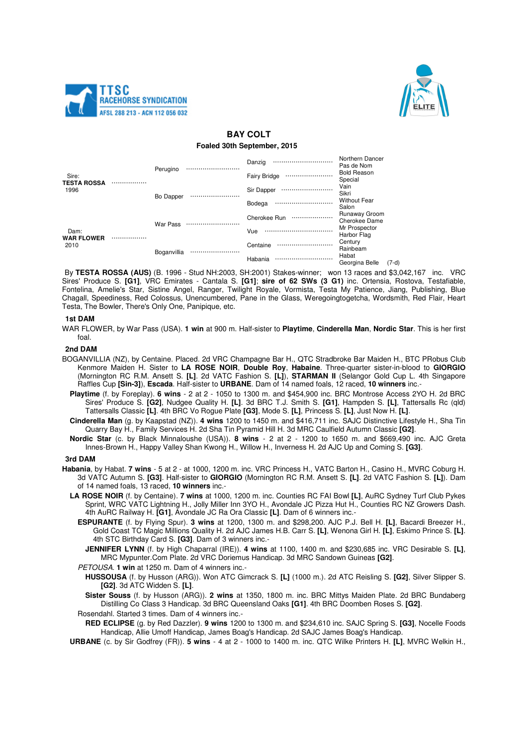# BAY COLT

**Foaled 30th September, 2015**

| | | | |
|---|---|---|---|
| Sire: **TESTA ROSSA** 1996 | Perugino | Danzig | Northern Dancer |
| | | | Pas de Nom |
| | | Fairy Bridge | Bold Reason |
| | | | Special |
| | Bo Dapper | Sir Dapper | Vain |
| | | | Sikri |
| | | Bodega | Without Fear |
| | | | Salon |
| Dam: **WAR FLOWER** 2010 | War Pass | Cherokee Run | Runaway Groom |
| | | | Cherokee Dame |
| | | Vue | Mr Prospector |
| | | | Harbor Flag |
| | Boganvillia | Centaine | Century |
| | | | Rainbeam |
| | | Habania | Habat |
| | | | Georgina Belle (7-d) |

By **TESTA ROSSA (AUS)** (B. 1996 - Stud NH:2003, SH:2001) Stakes-winner; won 13 races and $3,042,167 inc. VRC Sires' Produce S. **[G1]**, VRC Emirates - Cantala S. **[G1]**; **sire of 62 SWs (3 G1)** inc. Ortensia, Rostova, Testafiable, Fontelina, Amelie's Star, Sistine Angel, Ranger, Twilight Royale, Vormista, Testa My Patience, Jiang, Publishing, Blue Chagall, Speediness, Red Colossus, Unencumbered, Pane in the Glass, Weregoingtogetcha, Wordsmith, Red Flair, Heart Testa, The Bowler, There's Only One, Panipique, etc.

### 1st DAM

WAR FLOWER, by War Pass (USA). **1 win** at 900 m. Half-sister to **Playtime**, **Cinderella Man**, **Nordic Star**. This is her first foal.

### 2nd DAM

BOGANVILLIA (NZ), by Centaine. Placed. 2d VRC Champagne Bar H., QTC Stradbroke Bar Maiden H., BTC PRobus Club Kenmore Maiden H. Sister to **LA ROSE NOIR**, **Double Roy**, **Habaine**. Three-quarter sister-in-blood to **GIORGIO** (Mornington RC R.M. Ansett S. **[L]**. 2d VATC Fashion S. **[L]**), **STARMAN II** (Selangor Gold Cup L. 4th Singapore Raffles Cup **[Sin-3]**), **Escada**. Half-sister to **URBANE**. Dam of 14 named foals, 12 raced, **10 winners** inc.-

**Playtime** (f. by Foreplay). **6 wins** - 2 at 2 - 1050 to 1300 m. and $454,900 inc. BRC Montrose Access 2YO H. 2d BRC Sires' Produce S. **[G2]**, Nudgee Quality H. **[L]**. 3d BRC T.J. Smith S. **[G1]**, Hampden S. **[L]**, Tattersalls Rc (qld) Tattersalls Classic **[L]**. 4th BRC Vo Rogue Plate **[G3]**, Mode S. **[L]**, Princess S. **[L]**, Just Now H. **[L]**.

**Cinderella Man** (g. by Kaapstad (NZ)). **4 wins** 1200 to 1450 m. and $416,711 inc. SAJC Distinctive Lifestyle H., Sha Tin Quarry Bay H., Family Services H. 2d Sha Tin Pyramid Hill H. 3d MRC Caulfield Autumn Classic **[G2]**.

**Nordic Star** (c. by Black Minnaloushe (USA)). **8 wins** - 2 at 2 - 1200 to 1650 m. and $669,490 inc. AJC Greta Innes-Brown H., Happy Valley Shan Kwong H., Willow H., Inverness H. 2d AJC Up and Coming S. **[G3]**.

### 3rd DAM

**Habania**, by Habat. **7 wins** - 5 at 2 - at 1000, 1200 m. inc. VRC Princess H., VATC Barton H., Casino H., MVRC Coburg H. 3d VATC Autumn S. **[G3]**. Half-sister to **GIORGIO** (Mornington RC R.M. Ansett S. **[L]**. 2d VATC Fashion S. **[L]**). Dam of 14 named foals, 13 raced, **10 winners** inc.-

**LA ROSE NOIR** (f. by Centaine). **7 wins** at 1000, 1200 m. inc. Counties RC FAI Bowl **[L]**, AuRC Sydney Turf Club Pykes Sprint, WRC VATC Lightning H., Jolly Miller Inn 3YO H., Avondale JC Pizza Hut H., Counties RC NZ Growers Dash. 4th AuRC Railway H. **[G1]**, Avondale JC Ra Ora Classic **[L]**. Dam of 6 winners inc.-

**ESPURANTE** (f. by Flying Spur). **3 wins** at 1200, 1300 m. and $298,200. AJC P.J. Bell H. **[L]**, Bacardi Breezer H., Gold Coast TC Magic Millions Quality H. 2d AJC James H.B. Carr S. **[L]**, Wenona Girl H. **[L]**, Eskimo Prince S. **[L]**. 4th STC Birthday Card S. **[G3]**. Dam of 3 winners inc.-

**JENNIFER LYNN** (f. by High Chaparral (IRE)). **4 wins** at 1100, 1400 m. and $230,685 inc. VRC Desirable S. **[L]**, MRC Mypunter.Com Plate. 2d VRC Doriemus Handicap. 3d MRC Sandown Guineas **[G2]**.

*PETOUSA*. **1 win** at 1250 m. Dam of 4 winners inc.-

**HUSSOUSA** (f. by Husson (ARG)). Won ATC Gimcrack S. **[L]** (1000 m.). 2d ATC Reisling S. **[G2]**, Silver Slipper S. **[G2]**. 3d ATC Widden S. **[L]**.

**Sister Souss** (f. by Husson (ARG)). **2 wins** at 1350, 1800 m. inc. BRC Mittys Maiden Plate. 2d BRC Bundaberg Distilling Co Class 3 Handicap. 3d BRC Queensland Oaks **[G1]**. 4th BRC Doomben Roses S. **[G2]**.

Rosendahl. Started 3 times. Dam of 4 winners inc.-

**RED ECLIPSE** (g. by Red Dazzler). **9 wins** 1200 to 1300 m. and $234,610 inc. SAJC Spring S. **[G3]**, Nocelle Foods Handicap, Allie Umoff Handicap, James Boag's Handicap. 2d SAJC James Boag's Handicap.

**URBANE** (c. by Sir Godfrey (FR)). **5 wins** - 4 at 2 - 1000 to 1400 m. inc. QTC Wilke Printers H. **[L]**, MVRC Welkin H.,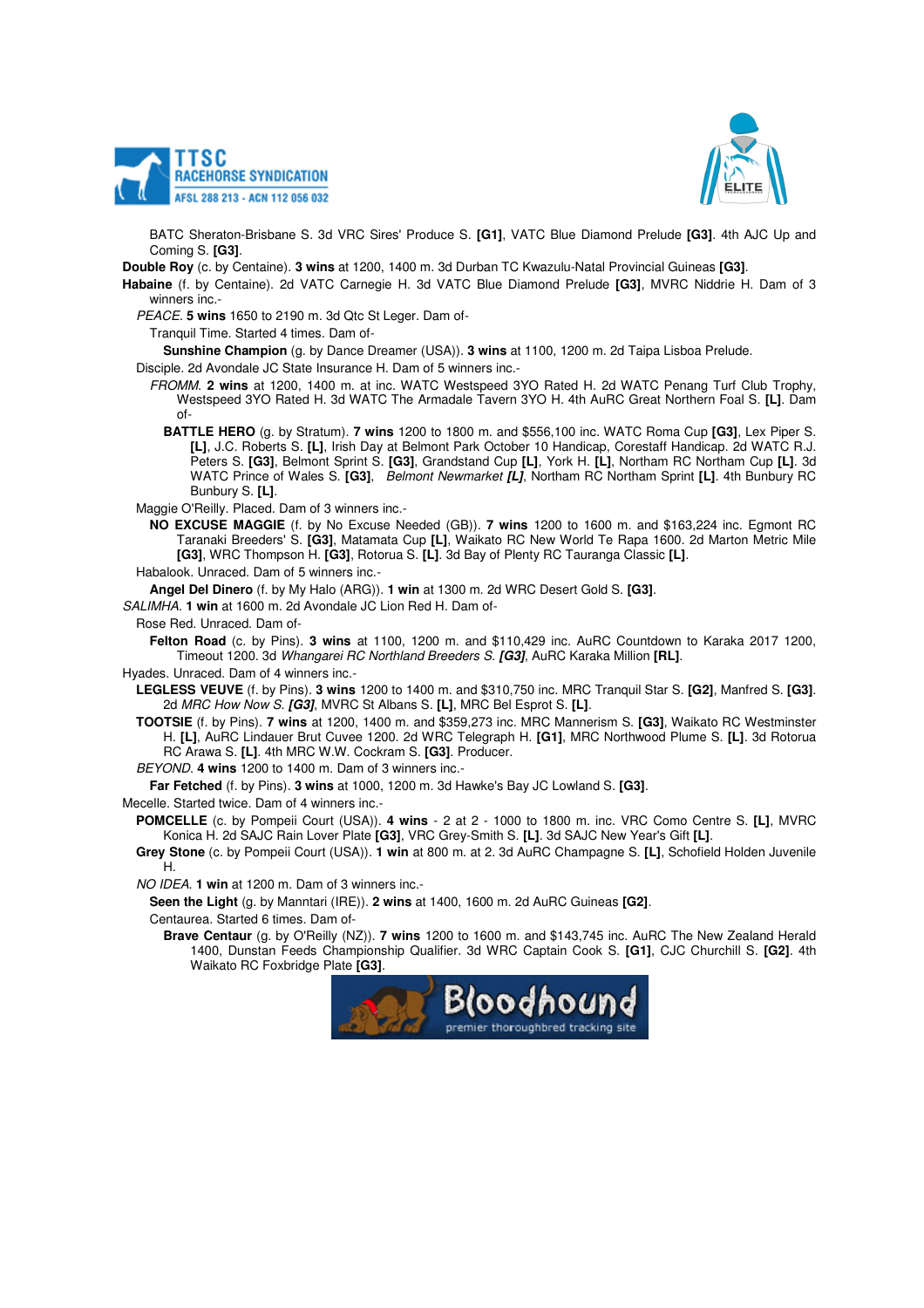BATC Sheraton-Brisbane S. 3d VRC Sires' Produce S. **[G1]**, VATC Blue Diamond Prelude **[G3]**. 4th AJC Up and Coming S. **[G3]**.

**Double Roy** (c. by Centaine). **3 wins** at 1200, 1400 m. 3d Durban TC Kwazulu-Natal Provincial Guineas **[G3]**.

**Habaine** (f. by Centaine). 2d VATC Carnegie H. 3d VATC Blue Diamond Prelude **[G3]**, MVRC Niddrie H. Dam of 3 winners inc.-

*PEACE*. **5 wins** 1650 to 2190 m. 3d Qtc St Leger. Dam of-

Tranquil Time. Started 4 times. Dam of-

**Sunshine Champion** (g. by Dance Dreamer (USA)). **3 wins** at 1100, 1200 m. 2d Taipa Lisboa Prelude.

Disciple. 2d Avondale JC State Insurance H. Dam of 5 winners inc.-

*FROMM*. **2 wins** at 1200, 1400 m. at inc. WATC Westspeed 3YO Rated H. 2d WATC Penang Turf Club Trophy, Westspeed 3YO Rated H. 3d WATC The Armadale Tavern 3YO H. 4th AuRC Great Northern Foal S. **[L]**. Dam of-

**BATTLE HERO** (g. by Stratum). **7 wins** 1200 to 1800 m. and $556,100 inc. WATC Roma Cup **[G3]**, Lex Piper S. **[L]**, J.C. Roberts S. **[L]**, Irish Day at Belmont Park October 10 Handicap, Corestaff Handicap. 2d WATC R.J. Peters S. **[G3]**, Belmont Sprint S. **[G3]**, Grandstand Cup **[L]**, York H. **[L]**, Northam RC Northam Cup **[L]**. 3d WATC Prince of Wales S. **[G3]**, *Belmont Newmarket **[L]***, Northam RC Northam Sprint **[L]**. 4th Bunbury RC Bunbury S. **[L]**.

Maggie O'Reilly. Placed. Dam of 3 winners inc.-

**NO EXCUSE MAGGIE** (f. by No Excuse Needed (GB)). **7 wins** 1200 to 1600 m. and $163,224 inc. Egmont RC Taranaki Breeders' S. **[G3]**, Matamata Cup **[L]**, Waikato RC New World Te Rapa 1600. 2d Marton Metric Mile **[G3]**, WRC Thompson H. **[G3]**, Rotorua S. **[L]**. 3d Bay of Plenty RC Tauranga Classic **[L]**.

Habalook. Unraced. Dam of 5 winners inc.-

**Angel Del Dinero** (f. by My Halo (ARG)). **1 win** at 1300 m. 2d WRC Desert Gold S. **[G3]**.

*SALIMHA*. **1 win** at 1600 m. 2d Avondale JC Lion Red H. Dam of-

Rose Red. Unraced. Dam of-

**Felton Road** (c. by Pins). **3 wins** at 1100, 1200 m. and $110,429 inc. AuRC Countdown to Karaka 2017 1200, Timeout 1200. 3d *Whangarei RC Northland Breeders S. **[G3]***, AuRC Karaka Million **[RL]**.

Hyades. Unraced. Dam of 4 winners inc.-

**LEGLESS VEUVE** (f. by Pins). **3 wins** 1200 to 1400 m. and $310,750 inc. MRC Tranquil Star S. **[G2]**, Manfred S. **[G3]**. 2d *MRC How Now S. **[G3]***, MVRC St Albans S. **[L]**, MRC Bel Esprot S. **[L]**.

**TOOTSIE** (f. by Pins). **7 wins** at 1200, 1400 m. and $359,273 inc. MRC Mannerism S. **[G3]**, Waikato RC Westminster H. **[L]**, AuRC Lindauer Brut Cuvee 1200. 2d WRC Telegraph H. **[G1]**, MRC Northwood Plume S. **[L]**. 3d Rotorua RC Arawa S. **[L]**. 4th MRC W.W. Cockram S. **[G3]**. Producer.

*BEYOND*. **4 wins** 1200 to 1400 m. Dam of 3 winners inc.-

**Far Fetched** (f. by Pins). **3 wins** at 1000, 1200 m. 3d Hawke's Bay JC Lowland S. **[G3]**.

Mecelle. Started twice. Dam of 4 winners inc.-

**POMCELLE** (c. by Pompeii Court (USA)). **4 wins** - 2 at 2 - 1000 to 1800 m. inc. VRC Como Centre S. **[L]**, MVRC Konica H. 2d SAJC Rain Lover Plate **[G3]**, VRC Grey-Smith S. **[L]**. 3d SAJC New Year's Gift **[L]**.

**Grey Stone** (c. by Pompeii Court (USA)). **1 win** at 800 m. at 2. 3d AuRC Champagne S. **[L]**, Schofield Holden Juvenile H.

*NO IDEA*. **1 win** at 1200 m. Dam of 3 winners inc.-

**Seen the Light** (g. by Manntari (IRE)). **2 wins** at 1400, 1600 m. 2d AuRC Guineas **[G2]**.

Centaurea. Started 6 times. Dam of-

**Brave Centaur** (g. by O'Reilly (NZ)). **7 wins** 1200 to 1600 m. and $143,745 inc. AuRC The New Zealand Herald 1400, Dunstan Feeds Championship Qualifier. 3d WRC Captain Cook S. **[G1]**, CJC Churchill S. **[G2]**. 4th Waikato RC Foxbridge Plate **[G3]**.